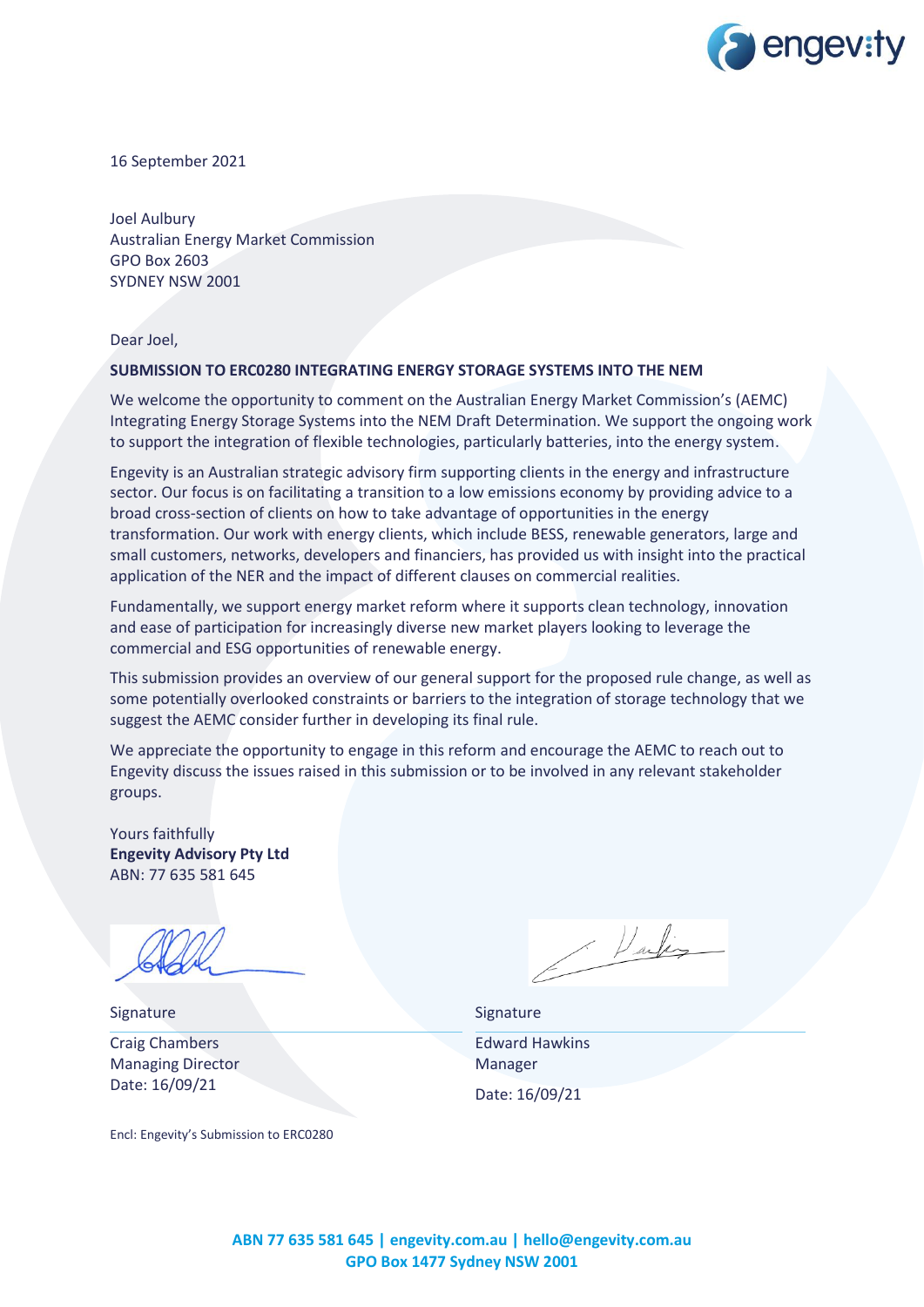16 September 2021

Joel Aulbury
Australian Energy Market Commission
GPO Box 2603
SYDNEY NSW 2001

Dear Joel,

**SUBMISSION TO ERC0280 INTEGRATING ENERGY STORAGE SYSTEMS INTO THE NEM**

We welcome the opportunity to comment on the Australian Energy Market Commission's (AEMC) Integrating Energy Storage Systems into the NEM Draft Determination. We support the ongoing work to support the integration of flexible technologies, particularly batteries, into the energy system.

Engevity is an Australian strategic advisory firm supporting clients in the energy and infrastructure sector. Our focus is on facilitating a transition to a low emissions economy by providing advice to a broad cross-section of clients on how to take advantage of opportunities in the energy transformation. Our work with energy clients, which include BESS, renewable generators, large and small customers, networks, developers and financiers, has provided us with insight into the practical application of the NER and the impact of different clauses on commercial realities.

Fundamentally, we support energy market reform where it supports clean technology, innovation and ease of participation for increasingly diverse new market players looking to leverage the commercial and ESG opportunities of renewable energy.

This submission provides an overview of our general support for the proposed rule change, as well as some potentially overlooked constraints or barriers to the integration of storage technology that we suggest the AEMC consider further in developing its final rule.

We appreciate the opportunity to engage in this reform and encourage the AEMC to reach out to Engevity discuss the issues raised in this submission or to be involved in any relevant stakeholder groups.

Yours faithfully
**Engevity Advisory Pty Ltd**
ABN: 77 635 581 645

Signature

Craig Chambers
Managing Director
Date: 16/09/21

Signature

Edward Hawkins
Manager
Date: 16/09/21

Encl: Engevity's Submission to ERC0280

**ABN 77 635 581 645 | engevity.com.au | hello@engevity.com.au**
**GPO Box 1477 Sydney NSW 2001**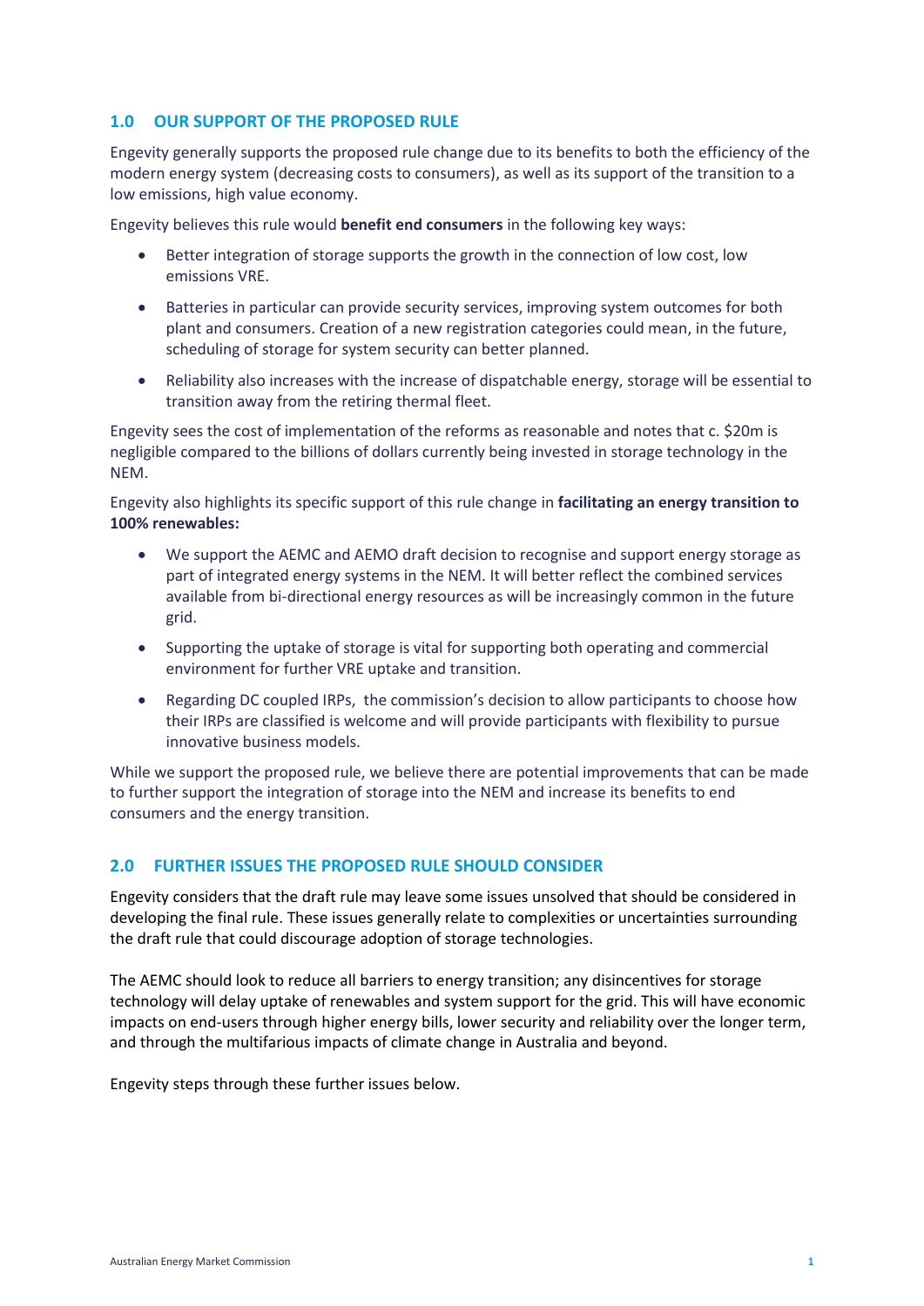## 1.0 OUR SUPPORT OF THE PROPOSED RULE

Engevity generally supports the proposed rule change due to its benefits to both the efficiency of the modern energy system (decreasing costs to consumers), as well as its support of the transition to a low emissions, high value economy.

Engevity believes this rule would **benefit end consumers** in the following key ways:

- Better integration of storage supports the growth in the connection of low cost, low emissions VRE.
- Batteries in particular can provide security services, improving system outcomes for both plant and consumers. Creation of a new registration categories could mean, in the future, scheduling of storage for system security can better planned.
- Reliability also increases with the increase of dispatchable energy, storage will be essential to transition away from the retiring thermal fleet.

Engevity sees the cost of implementation of the reforms as reasonable and notes that c. $20m is negligible compared to the billions of dollars currently being invested in storage technology in the NEM.

Engevity also highlights its specific support of this rule change in **facilitating an energy transition to 100% renewables:**

- We support the AEMC and AEMO draft decision to recognise and support energy storage as part of integrated energy systems in the NEM. It will better reflect the combined services available from bi-directional energy resources as will be increasingly common in the future grid.
- Supporting the uptake of storage is vital for supporting both operating and commercial environment for further VRE uptake and transition.
- Regarding DC coupled IRPs, the commission's decision to allow participants to choose how their IRPs are classified is welcome and will provide participants with flexibility to pursue innovative business models.

While we support the proposed rule, we believe there are potential improvements that can be made to further support the integration of storage into the NEM and increase its benefits to end consumers and the energy transition.

## 2.0 FURTHER ISSUES THE PROPOSED RULE SHOULD CONSIDER

Engevity considers that the draft rule may leave some issues unsolved that should be considered in developing the final rule. These issues generally relate to complexities or uncertainties surrounding the draft rule that could discourage adoption of storage technologies.

The AEMC should look to reduce all barriers to energy transition; any disincentives for storage technology will delay uptake of renewables and system support for the grid. This will have economic impacts on end-users through higher energy bills, lower security and reliability over the longer term, and through the multifarious impacts of climate change in Australia and beyond.

Engevity steps through these further issues below.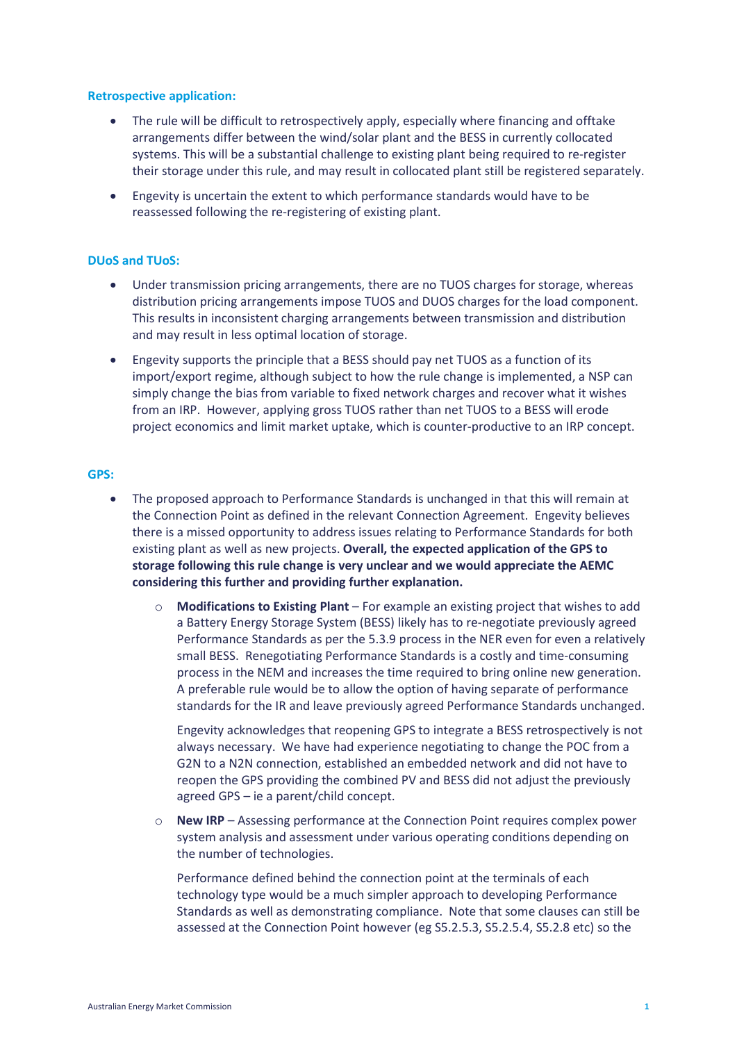**Retrospective application:**

- The rule will be difficult to retrospectively apply, especially where financing and offtake arrangements differ between the wind/solar plant and the BESS in currently collocated systems. This will be a substantial challenge to existing plant being required to re-register their storage under this rule, and may result in collocated plant still be registered separately.
- Engevity is uncertain the extent to which performance standards would have to be reassessed following the re-registering of existing plant.

**DUoS and TUoS:**

- Under transmission pricing arrangements, there are no TUOS charges for storage, whereas distribution pricing arrangements impose TUOS and DUOS charges for the load component. This results in inconsistent charging arrangements between transmission and distribution and may result in less optimal location of storage.
- Engevity supports the principle that a BESS should pay net TUOS as a function of its import/export regime, although subject to how the rule change is implemented, a NSP can simply change the bias from variable to fixed network charges and recover what it wishes from an IRP. However, applying gross TUOS rather than net TUOS to a BESS will erode project economics and limit market uptake, which is counter-productive to an IRP concept.

**GPS:**

- The proposed approach to Performance Standards is unchanged in that this will remain at the Connection Point as defined in the relevant Connection Agreement. Engevity believes there is a missed opportunity to address issues relating to Performance Standards for both existing plant as well as new projects. **Overall, the expected application of the GPS to storage following this rule change is very unclear and we would appreciate the AEMC considering this further and providing further explanation.**
  - **Modifications to Existing Plant** – For example an existing project that wishes to add a Battery Energy Storage System (BESS) likely has to re-negotiate previously agreed Performance Standards as per the 5.3.9 process in the NER even for even a relatively small BESS. Renegotiating Performance Standards is a costly and time-consuming process in the NEM and increases the time required to bring online new generation. A preferable rule would be to allow the option of having separate of performance standards for the IR and leave previously agreed Performance Standards unchanged.

    Engevity acknowledges that reopening GPS to integrate a BESS retrospectively is not always necessary. We have had experience negotiating to change the POC from a G2N to a N2N connection, established an embedded network and did not have to reopen the GPS providing the combined PV and BESS did not adjust the previously agreed GPS – ie a parent/child concept.
  - **New IRP** – Assessing performance at the Connection Point requires complex power system analysis and assessment under various operating conditions depending on the number of technologies.

    Performance defined behind the connection point at the terminals of each technology type would be a much simpler approach to developing Performance Standards as well as demonstrating compliance. Note that some clauses can still be assessed at the Connection Point however (eg S5.2.5.3, S5.2.5.4, S5.2.8 etc) so the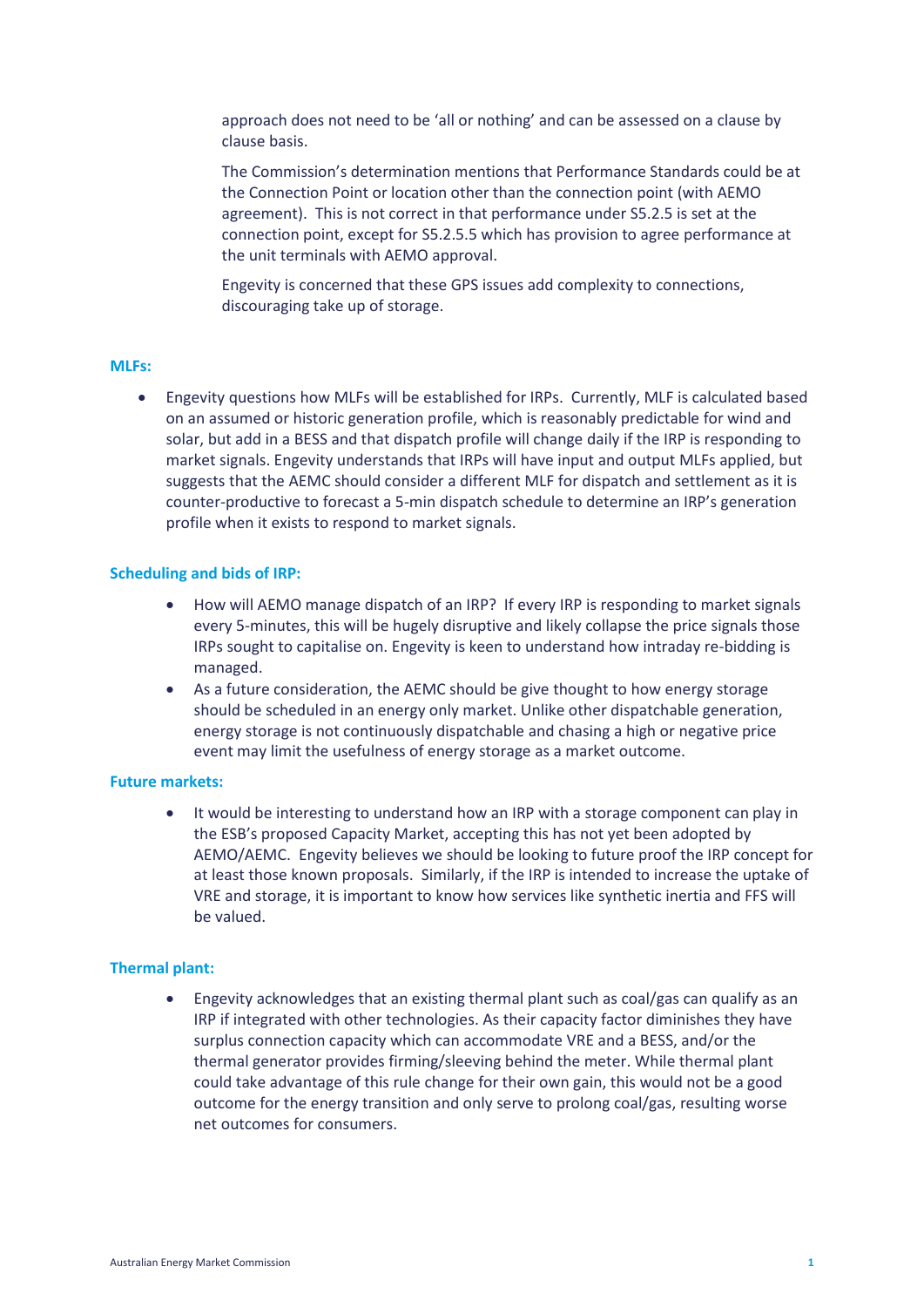approach does not need to be 'all or nothing' and can be assessed on a clause by clause basis.

The Commission's determination mentions that Performance Standards could be at the Connection Point or location other than the connection point (with AEMO agreement). This is not correct in that performance under S5.2.5 is set at the connection point, except for S5.2.5.5 which has provision to agree performance at the unit terminals with AEMO approval.

Engevity is concerned that these GPS issues add complexity to connections, discouraging take up of storage.

### MLFs:

- Engevity questions how MLFs will be established for IRPs. Currently, MLF is calculated based on an assumed or historic generation profile, which is reasonably predictable for wind and solar, but add in a BESS and that dispatch profile will change daily if the IRP is responding to market signals. Engevity understands that IRPs will have input and output MLFs applied, but suggests that the AEMC should consider a different MLF for dispatch and settlement as it is counter-productive to forecast a 5-min dispatch schedule to determine an IRP's generation profile when it exists to respond to market signals.

### Scheduling and bids of IRP:

- How will AEMO manage dispatch of an IRP? If every IRP is responding to market signals every 5-minutes, this will be hugely disruptive and likely collapse the price signals those IRPs sought to capitalise on. Engevity is keen to understand how intraday re-bidding is managed.
- As a future consideration, the AEMC should be give thought to how energy storage should be scheduled in an energy only market. Unlike other dispatchable generation, energy storage is not continuously dispatchable and chasing a high or negative price event may limit the usefulness of energy storage as a market outcome.

### Future markets:

- It would be interesting to understand how an IRP with a storage component can play in the ESB's proposed Capacity Market, accepting this has not yet been adopted by AEMO/AEMC. Engevity believes we should be looking to future proof the IRP concept for at least those known proposals. Similarly, if the IRP is intended to increase the uptake of VRE and storage, it is important to know how services like synthetic inertia and FFS will be valued.

### Thermal plant:

- Engevity acknowledges that an existing thermal plant such as coal/gas can qualify as an IRP if integrated with other technologies. As their capacity factor diminishes they have surplus connection capacity which can accommodate VRE and a BESS, and/or the thermal generator provides firming/sleeving behind the meter. While thermal plant could take advantage of this rule change for their own gain, this would not be a good outcome for the energy transition and only serve to prolong coal/gas, resulting worse net outcomes for consumers.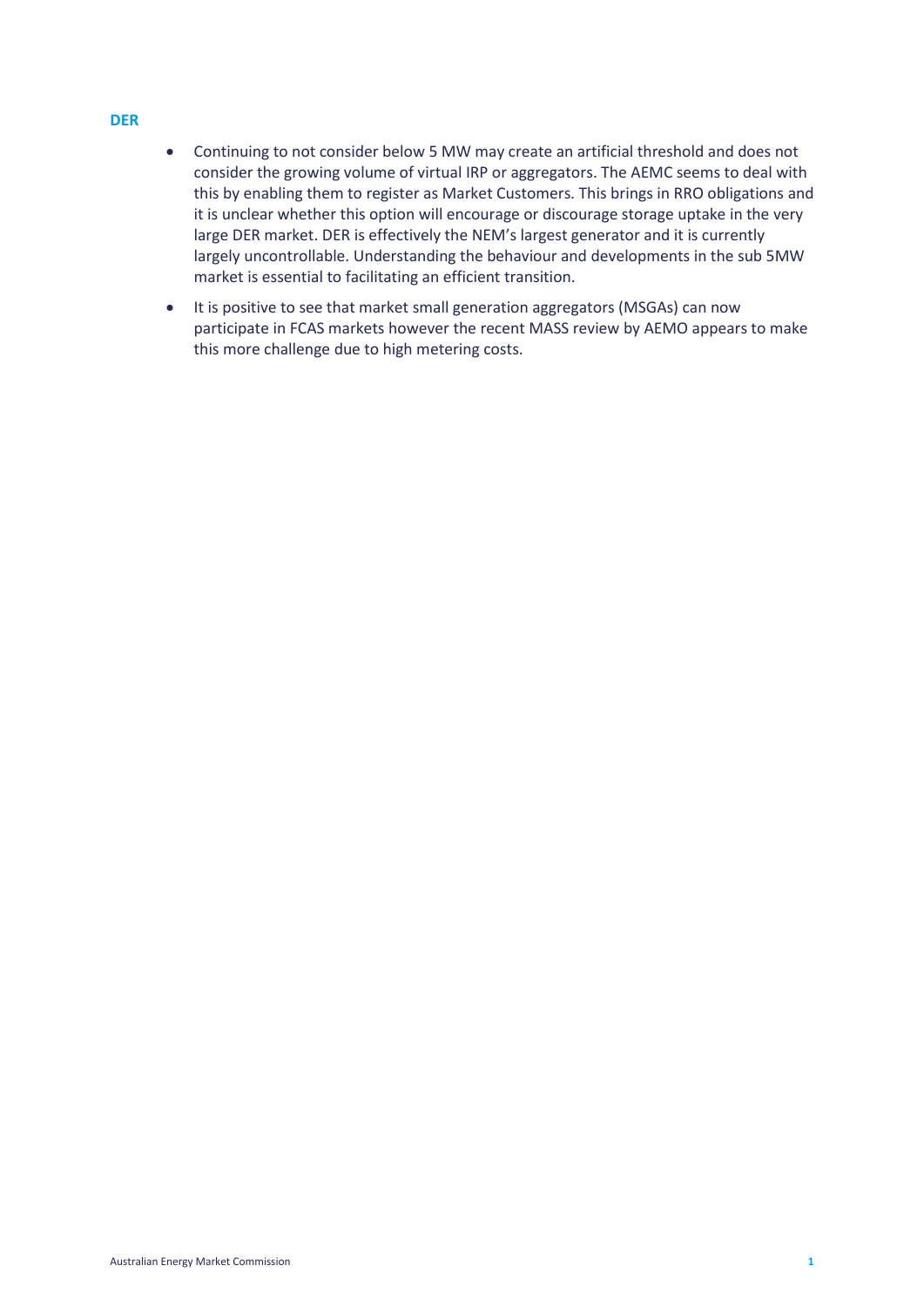## DER

- Continuing to not consider below 5 MW may create an artificial threshold and does not consider the growing volume of virtual IRP or aggregators. The AEMC seems to deal with this by enabling them to register as Market Customers. This brings in RRO obligations and it is unclear whether this option will encourage or discourage storage uptake in the very large DER market. DER is effectively the NEM's largest generator and it is currently largely uncontrollable. Understanding the behaviour and developments in the sub 5MW market is essential to facilitating an efficient transition.
- It is positive to see that market small generation aggregators (MSGAs) can now participate in FCAS markets however the recent MASS review by AEMO appears to make this more challenge due to high metering costs.